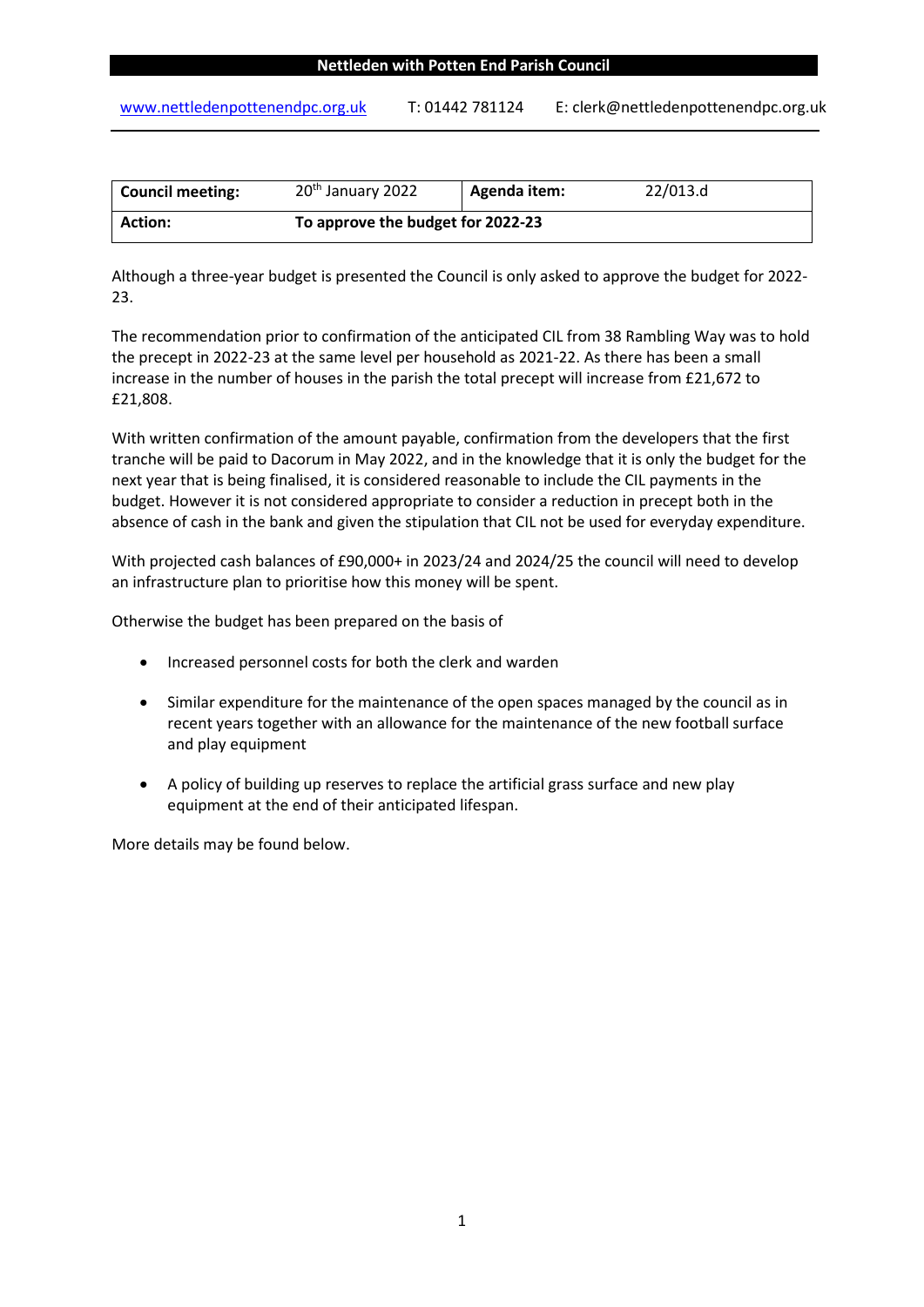**Nettleden with Potten End Parish Council**

www.nettledenpottenendpc.org.uk T: 01442 781124 E: clerk@nettledenpottenendpc.org.uk

| **Council meeting:** | 20th January 2022 | **Agenda item:** | 22/013.d |
|---|---|---|---|
| **Action:** | **To approve the budget for 2022-23** | | |

Although a three-year budget is presented the Council is only asked to approve the budget for 2022-23.

The recommendation prior to confirmation of the anticipated CIL from 38 Rambling Way was to hold the precept in 2022-23 at the same level per household as 2021-22. As there has been a small increase in the number of houses in the parish the total precept will increase from £21,672 to £21,808.

With written confirmation of the amount payable, confirmation from the developers that the first tranche will be paid to Dacorum in May 2022, and in the knowledge that it is only the budget for the next year that is being finalised, it is considered reasonable to include the CIL payments in the budget. However it is not considered appropriate to consider a reduction in precept both in the absence of cash in the bank and given the stipulation that CIL not be used for everyday expenditure.

With projected cash balances of £90,000+ in 2023/24 and 2024/25 the council will need to develop an infrastructure plan to prioritise how this money will be spent.

Otherwise the budget has been prepared on the basis of

- Increased personnel costs for both the clerk and warden
- Similar expenditure for the maintenance of the open spaces managed by the council as in recent years together with an allowance for the maintenance of the new football surface and play equipment
- A policy of building up reserves to replace the artificial grass surface and new play equipment at the end of their anticipated lifespan.

More details may be found below.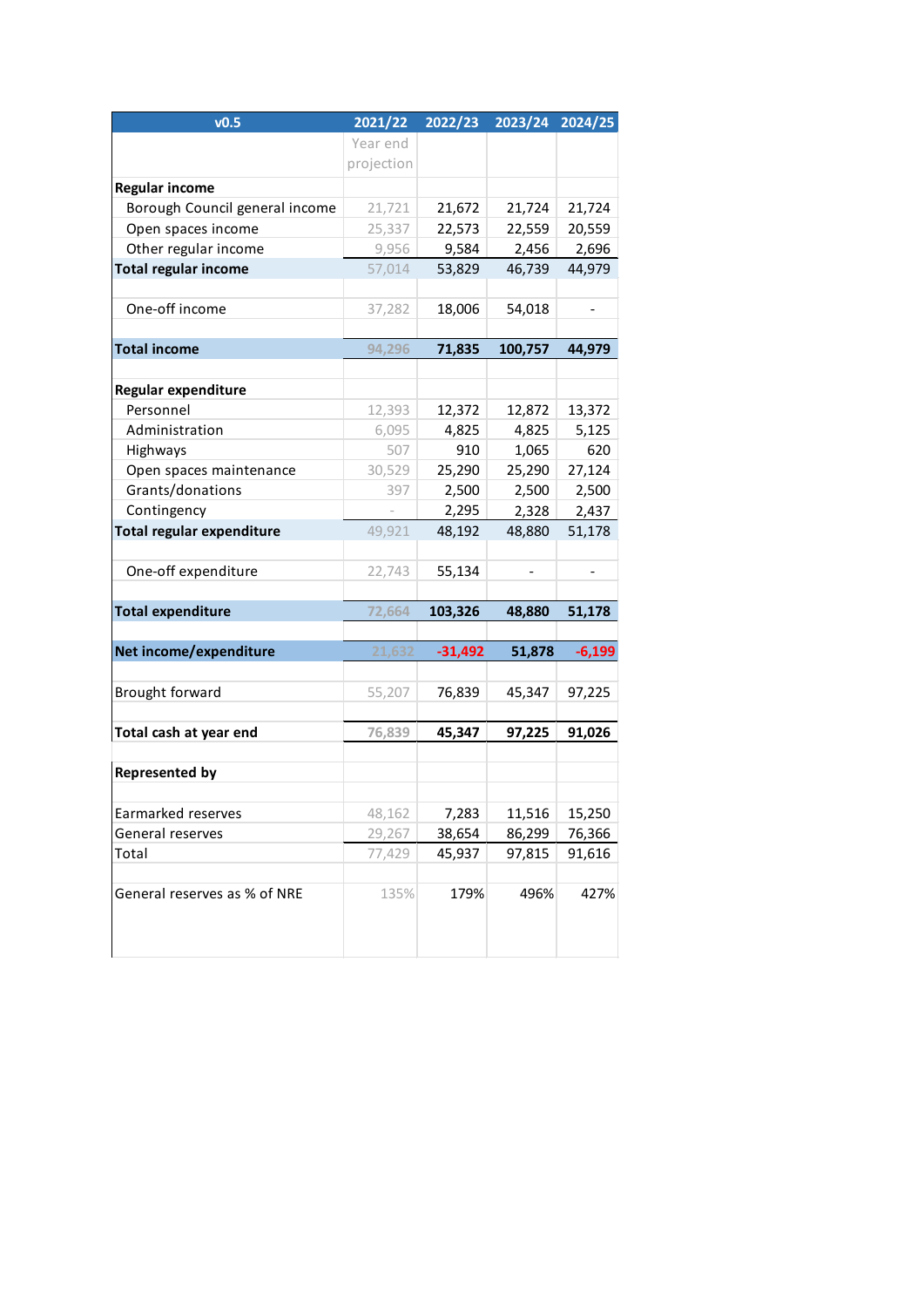| v0.5 | 2021/22 | 2022/23 | 2023/24 | 2024/25 |
|---|---|---|---|---|
| | Year end projection | | | |
| **Regular income** | | | | |
| Borough Council general income | 21,721 | 21,672 | 21,724 | 21,724 |
| Open spaces income | 25,337 | 22,573 | 22,559 | 20,559 |
| Other regular income | 9,956 | 9,584 | 2,456 | 2,696 |
| **Total regular income** | 57,014 | 53,829 | 46,739 | 44,979 |
| | | | | |
| One-off income | 37,282 | 18,006 | 54,018 | - |
| | | | | |
| **Total income** | 94,296 | **71,835** | **100,757** | **44,979** |
| | | | | |
| **Regular expenditure** | | | | |
| Personnel | 12,393 | 12,372 | 12,872 | 13,372 |
| Administration | 6,095 | 4,825 | 4,825 | 5,125 |
| Highways | 507 | 910 | 1,065 | 620 |
| Open spaces maintenance | 30,529 | 25,290 | 25,290 | 27,124 |
| Grants/donations | 397 | 2,500 | 2,500 | 2,500 |
| Contingency | - | 2,295 | 2,328 | 2,437 |
| **Total regular expenditure** | 49,921 | 48,192 | 48,880 | 51,178 |
| | | | | |
| One-off expenditure | 22,743 | 55,134 | - | - |
| | | | | |
| **Total expenditure** | 72,664 | **103,326** | **48,880** | **51,178** |
| | | | | |
| **Net income/expenditure** | 21,632 | **-31,492** | **51,878** | **-6,199** |
| | | | | |
| Brought forward | 55,207 | 76,839 | 45,347 | 97,225 |
| | | | | |
| **Total cash at year end** | 76,839 | **45,347** | **97,225** | **91,026** |
| | | | | |
| **Represented by** | | | | |
| | | | | |
| Earmarked reserves | 48,162 | 7,283 | 11,516 | 15,250 |
| General reserves | 29,267 | 38,654 | 86,299 | 76,366 |
| Total | 77,429 | 45,937 | 97,815 | 91,616 |
| | | | | |
| General reserves as % of NRE | 135% | 179% | 496% | 427% |